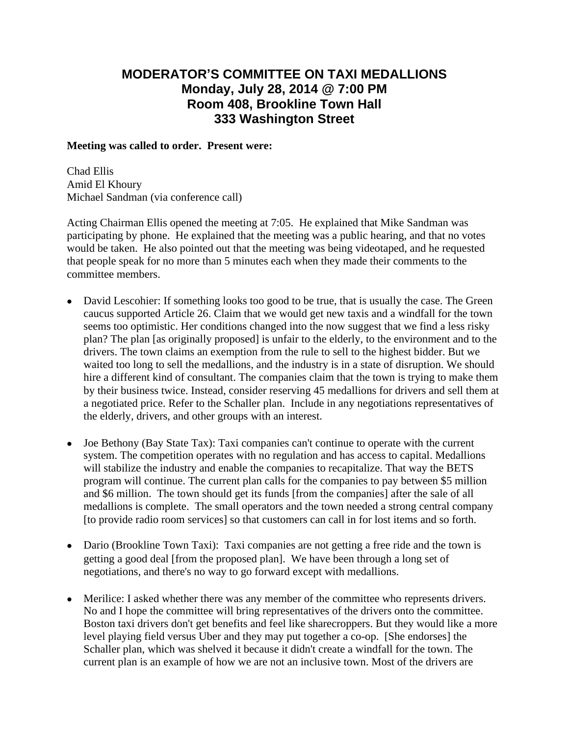# MODERATOR'S COMMITTEE ON TAXI MEDALLIONS
## Monday, July 28, 2014 @ 7:00 PM
## Room 408, Brookline Town Hall
## 333 Washington Street

**Meeting was called to order. Present were:**

Chad Ellis
Amid El Khoury
Michael Sandman (via conference call)

Acting Chairman Ellis opened the meeting at 7:05. He explained that Mike Sandman was participating by phone. He explained that the meeting was a public hearing, and that no votes would be taken. He also pointed out that the meeting was being videotaped, and he requested that people speak for no more than 5 minutes each when they made their comments to the committee members.

- David Lescohier: If something looks too good to be true, that is usually the case. The Green caucus supported Article 26. Claim that we would get new taxis and a windfall for the town seems too optimistic. Her conditions changed into the now suggest that we find a less risky plan? The plan [as originally proposed] is unfair to the elderly, to the environment and to the drivers. The town claims an exemption from the rule to sell to the highest bidder. But we waited too long to sell the medallions, and the industry is in a state of disruption. We should hire a different kind of consultant. The companies claim that the town is trying to make them by their business twice. Instead, consider reserving 45 medallions for drivers and sell them at a negotiated price. Refer to the Schaller plan. Include in any negotiations representatives of the elderly, drivers, and other groups with an interest.

- Joe Bethony (Bay State Tax): Taxi companies can't continue to operate with the current system. The competition operates with no regulation and has access to capital. Medallions will stabilize the industry and enable the companies to recapitalize. That way the BETS program will continue. The current plan calls for the companies to pay between $5 million and $6 million. The town should get its funds [from the companies] after the sale of all medallions is complete. The small operators and the town needed a strong central company [to provide radio room services] so that customers can call in for lost items and so forth.

- Dario (Brookline Town Taxi): Taxi companies are not getting a free ride and the town is getting a good deal [from the proposed plan]. We have been through a long set of negotiations, and there's no way to go forward except with medallions.

- Merilice: I asked whether there was any member of the committee who represents drivers. No and I hope the committee will bring representatives of the drivers onto the committee. Boston taxi drivers don't get benefits and feel like sharecroppers. But they would like a more level playing field versus Uber and they may put together a co-op. [She endorses] the Schaller plan, which was shelved it because it didn't create a windfall for the town. The current plan is an example of how we are not an inclusive town. Most of the drivers are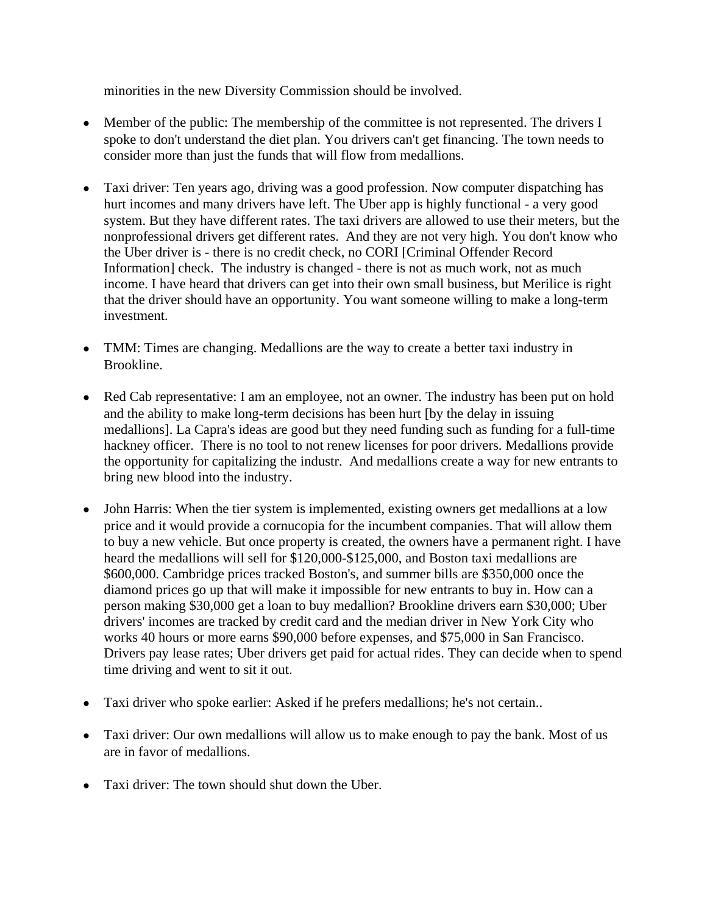minorities in the new Diversity Commission should be involved.

- Member of the public: The membership of the committee is not represented. The drivers I spoke to don't understand the diet plan. You drivers can't get financing. The town needs to consider more than just the funds that will flow from medallions.

- Taxi driver: Ten years ago, driving was a good profession. Now computer dispatching has hurt incomes and many drivers have left. The Uber app is highly functional - a very good system. But they have different rates. The taxi drivers are allowed to use their meters, but the nonprofessional drivers get different rates. And they are not very high. You don't know who the Uber driver is - there is no credit check, no CORI [Criminal Offender Record Information] check. The industry is changed - there is not as much work, not as much income. I have heard that drivers can get into their own small business, but Merilice is right that the driver should have an opportunity. You want someone willing to make a long-term investment.

- TMM: Times are changing. Medallions are the way to create a better taxi industry in Brookline.

- Red Cab representative: I am an employee, not an owner. The industry has been put on hold and the ability to make long-term decisions has been hurt [by the delay in issuing medallions]. La Capra's ideas are good but they need funding such as funding for a full-time hackney officer. There is no tool to not renew licenses for poor drivers. Medallions provide the opportunity for capitalizing the industr. And medallions create a way for new entrants to bring new blood into the industry.

- John Harris: When the tier system is implemented, existing owners get medallions at a low price and it would provide a cornucopia for the incumbent companies. That will allow them to buy a new vehicle. But once property is created, the owners have a permanent right. I have heard the medallions will sell for $120,000-$125,000, and Boston taxi medallions are $600,000. Cambridge prices tracked Boston's, and summer bills are $350,000 once the diamond prices go up that will make it impossible for new entrants to buy in. How can a person making $30,000 get a loan to buy medallion? Brookline drivers earn $30,000; Uber drivers' incomes are tracked by credit card and the median driver in New York City who works 40 hours or more earns $90,000 before expenses, and $75,000 in San Francisco. Drivers pay lease rates; Uber drivers get paid for actual rides. They can decide when to spend time driving and went to sit it out.

- Taxi driver who spoke earlier: Asked if he prefers medallions; he's not certain..

- Taxi driver: Our own medallions will allow us to make enough to pay the bank. Most of us are in favor of medallions.

- Taxi driver: The town should shut down the Uber.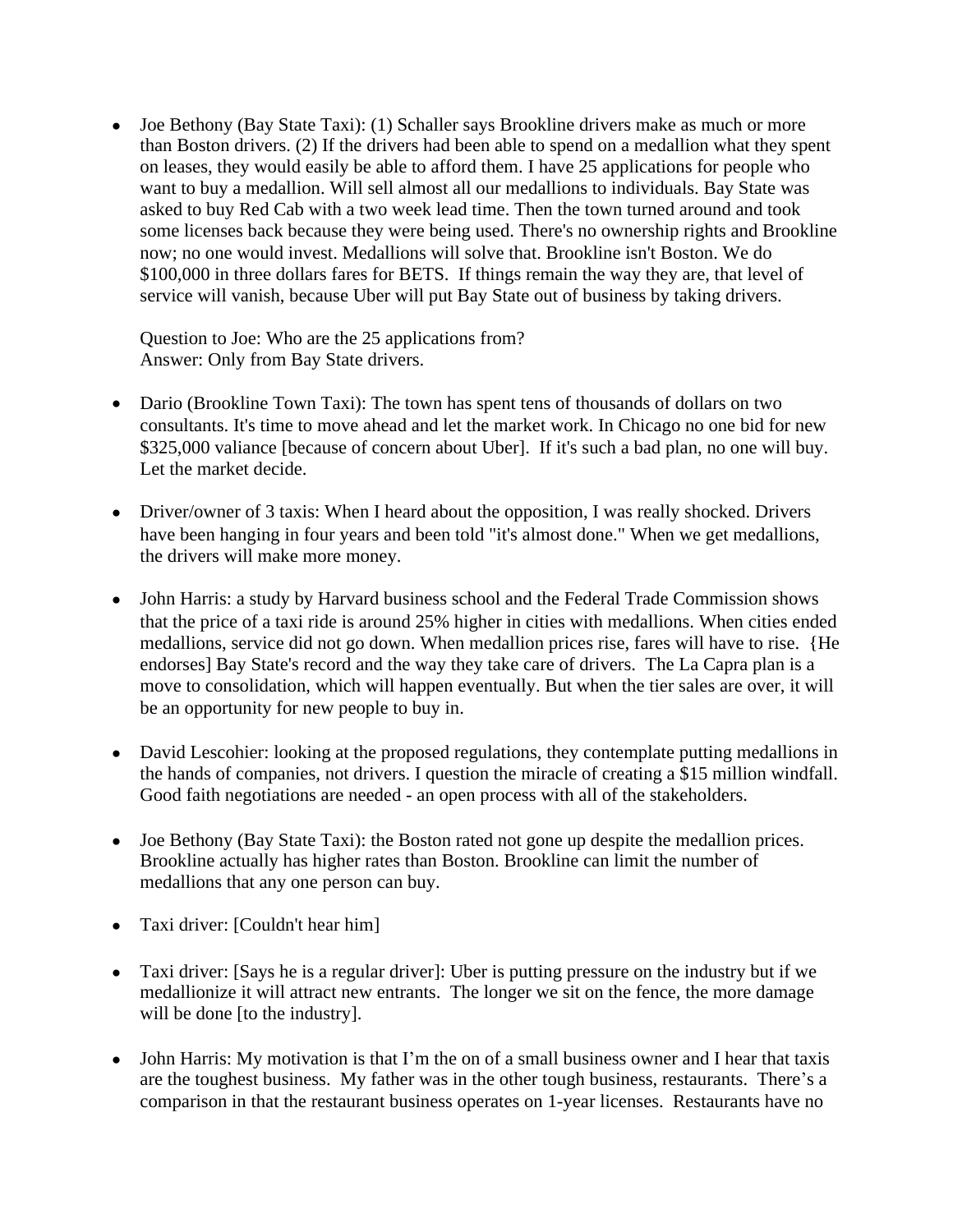- Joe Bethony (Bay State Taxi): (1) Schaller says Brookline drivers make as much or more than Boston drivers. (2) If the drivers had been able to spend on a medallion what they spent on leases, they would easily be able to afford them. I have 25 applications for people who want to buy a medallion. Will sell almost all our medallions to individuals. Bay State was asked to buy Red Cab with a two week lead time. Then the town turned around and took some licenses back because they were being used. There's no ownership rights and Brookline now; no one would invest. Medallions will solve that. Brookline isn't Boston. We do $100,000 in three dollars fares for BETS. If things remain the way they are, that level of service will vanish, because Uber will put Bay State out of business by taking drivers.

  Question to Joe: Who are the 25 applications from?
  Answer: Only from Bay State drivers.

- Dario (Brookline Town Taxi): The town has spent tens of thousands of dollars on two consultants. It's time to move ahead and let the market work. In Chicago no one bid for new $325,000 valiance [because of concern about Uber]. If it's such a bad plan, no one will buy. Let the market decide.

- Driver/owner of 3 taxis: When I heard about the opposition, I was really shocked. Drivers have been hanging in four years and been told "it's almost done." When we get medallions, the drivers will make more money.

- John Harris: a study by Harvard business school and the Federal Trade Commission shows that the price of a taxi ride is around 25% higher in cities with medallions. When cities ended medallions, service did not go down. When medallion prices rise, fares will have to rise. {He endorses] Bay State's record and the way they take care of drivers. The La Capra plan is a move to consolidation, which will happen eventually. But when the tier sales are over, it will be an opportunity for new people to buy in.

- David Lescohier: looking at the proposed regulations, they contemplate putting medallions in the hands of companies, not drivers. I question the miracle of creating a $15 million windfall. Good faith negotiations are needed - an open process with all of the stakeholders.

- Joe Bethony (Bay State Taxi): the Boston rated not gone up despite the medallion prices. Brookline actually has higher rates than Boston. Brookline can limit the number of medallions that any one person can buy.

- Taxi driver: [Couldn't hear him]

- Taxi driver: [Says he is a regular driver]: Uber is putting pressure on the industry but if we medallionize it will attract new entrants. The longer we sit on the fence, the more damage will be done [to the industry].

- John Harris: My motivation is that I'm the on of a small business owner and I hear that taxis are the toughest business. My father was in the other tough business, restaurants. There's a comparison in that the restaurant business operates on 1-year licenses. Restaurants have no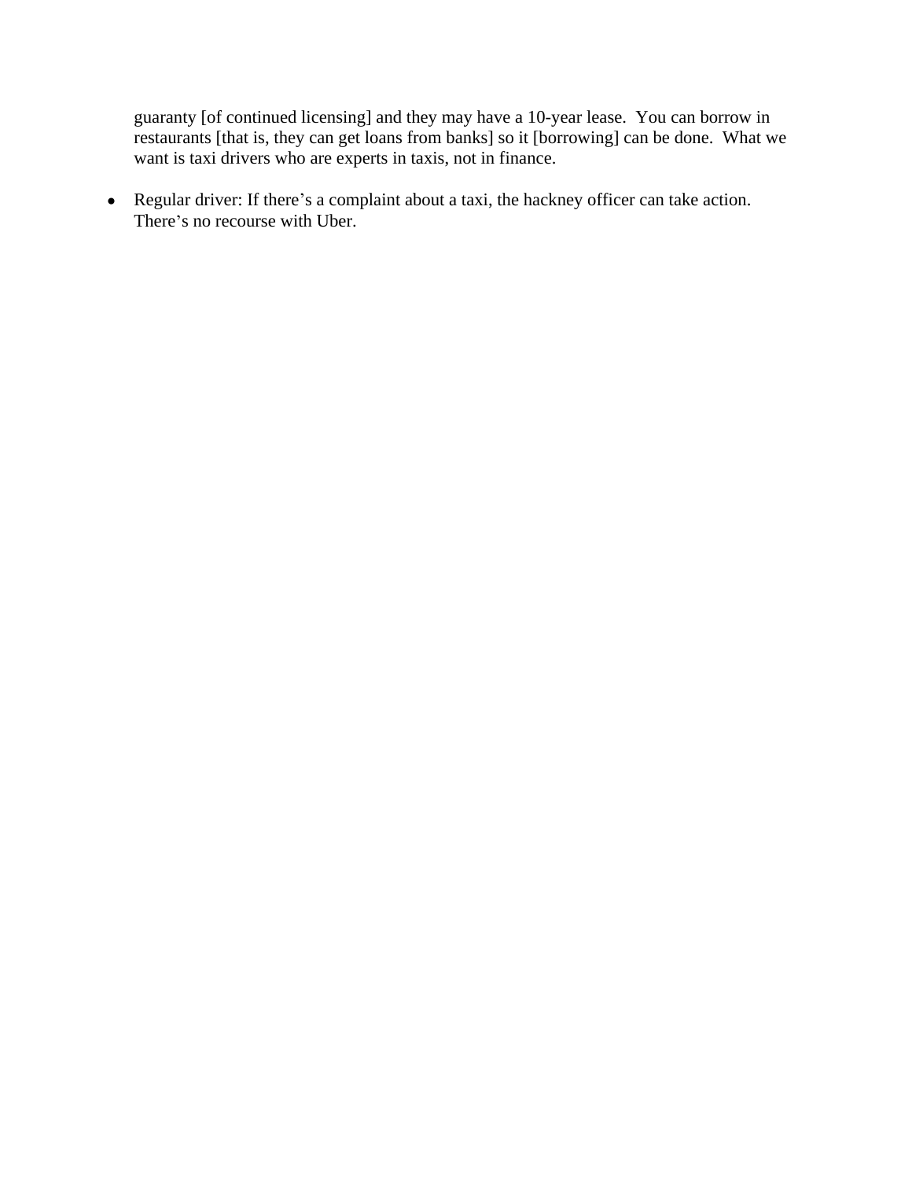guaranty [of continued licensing] and they may have a 10-year lease. You can borrow in restaurants [that is, they can get loans from banks] so it [borrowing] can be done. What we want is taxi drivers who are experts in taxis, not in finance.

- Regular driver: If there's a complaint about a taxi, the hackney officer can take action. There's no recourse with Uber.